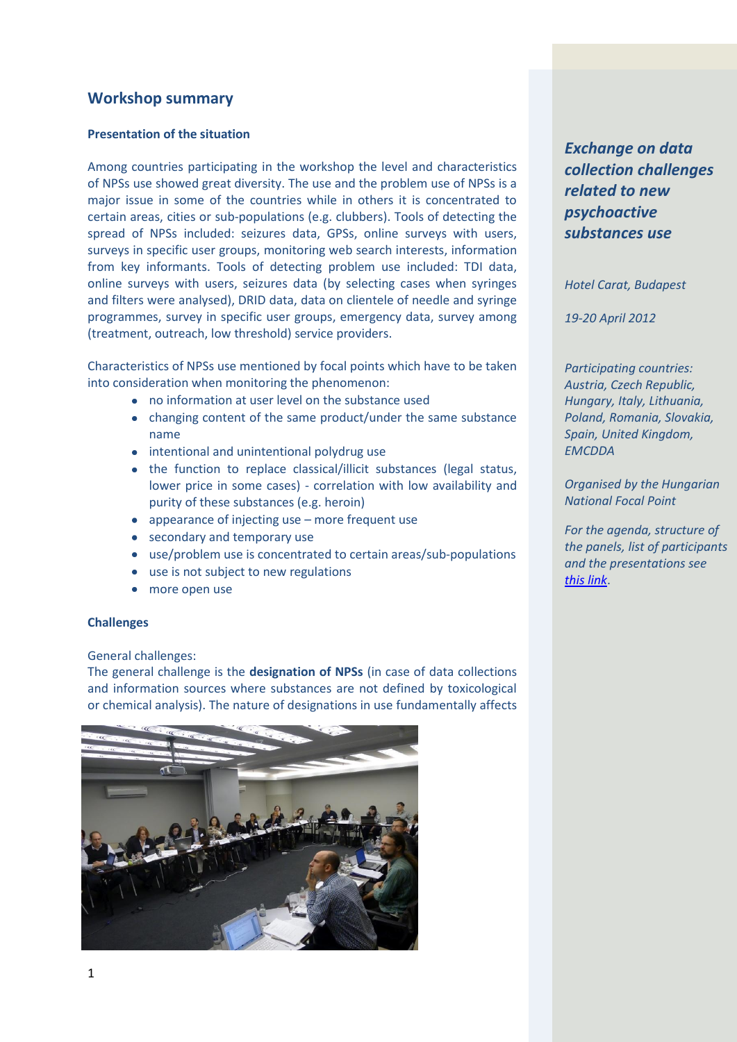## Workshop summary

**Presentation of the situation**

Among countries participating in the workshop the level and characteristics of NPSs use showed great diversity. The use and the problem use of NPSs is a major issue in some of the countries while in others it is concentrated to certain areas, cities or sub-populations (e.g. clubbers). Tools of detecting the spread of NPSs included: seizures data, GPSs, online surveys with users, surveys in specific user groups, monitoring web search interests, information from key informants. Tools of detecting problem use included: TDI data, online surveys with users, seizures data (by selecting cases when syringes and filters were analysed), DRID data, data on clientele of needle and syringe programmes, survey in specific user groups, emergency data, survey among (treatment, outreach, low threshold) service providers.

Characteristics of NPSs use mentioned by focal points which have to be taken into consideration when monitoring the phenomenon:

- no information at user level on the substance used
- changing content of the same product/under the same substance name
- intentional and unintentional polydrug use
- the function to replace classical/illicit substances (legal status, lower price in some cases) - correlation with low availability and purity of these substances (e.g. heroin)
- appearance of injecting use – more frequent use
- secondary and temporary use
- use/problem use is concentrated to certain areas/sub-populations
- use is not subject to new regulations
- more open use

**Challenges**

General challenges:
The general challenge is the **designation of NPSs** (in case of data collections and information sources where substances are not defined by toxicological or chemical analysis). The nature of designations in use fundamentally affects

***Exchange on data collection challenges related to new psychoactive substances use***

*Hotel Carat, Budapest*

*19-20 April 2012*

*Participating countries: Austria, Czech Republic, Hungary, Italy, Lithuania, Poland, Romania, Slovakia, Spain, United Kingdom, EMCDDA*

*Organised by the Hungarian National Focal Point*

*For the agenda, structure of the panels, list of participants and the presentations see [this link](#).*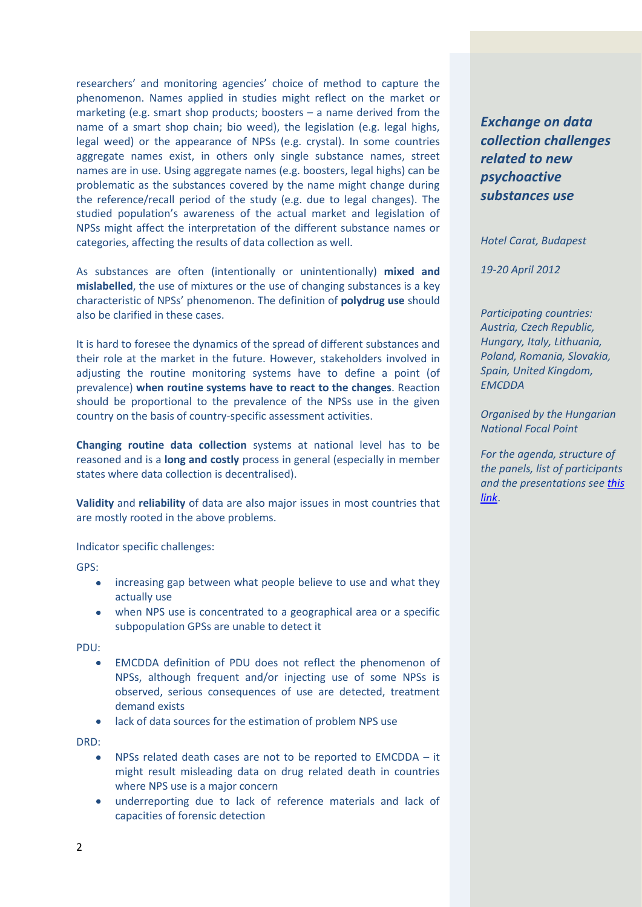researchers' and monitoring agencies' choice of method to capture the phenomenon. Names applied in studies might reflect on the market or marketing (e.g. smart shop products; boosters – a name derived from the name of a smart shop chain; bio weed), the legislation (e.g. legal highs, legal weed) or the appearance of NPSs (e.g. crystal). In some countries aggregate names exist, in others only single substance names, street names are in use. Using aggregate names (e.g. boosters, legal highs) can be problematic as the substances covered by the name might change during the reference/recall period of the study (e.g. due to legal changes). The studied population's awareness of the actual market and legislation of NPSs might affect the interpretation of the different substance names or categories, affecting the results of data collection as well.

As substances are often (intentionally or unintentionally) **mixed and mislabelled**, the use of mixtures or the use of changing substances is a key characteristic of NPSs' phenomenon. The definition of **polydrug use** should also be clarified in these cases.

It is hard to foresee the dynamics of the spread of different substances and their role at the market in the future. However, stakeholders involved in adjusting the routine monitoring systems have to define a point (of prevalence) **when routine systems have to react to the changes**. Reaction should be proportional to the prevalence of the NPSs use in the given country on the basis of country-specific assessment activities.

**Changing routine data collection** systems at national level has to be reasoned and is a **long and costly** process in general (especially in member states where data collection is decentralised).

**Validity** and **reliability** of data are also major issues in most countries that are mostly rooted in the above problems.

Indicator specific challenges:

GPS:

- increasing gap between what people believe to use and what they actually use
- when NPS use is concentrated to a geographical area or a specific subpopulation GPSs are unable to detect it

PDU:

- EMCDDA definition of PDU does not reflect the phenomenon of NPSs, although frequent and/or injecting use of some NPSs is observed, serious consequences of use are detected, treatment demand exists
- lack of data sources for the estimation of problem NPS use

DRD:

- NPSs related death cases are not to be reported to EMCDDA – it might result misleading data on drug related death in countries where NPS use is a major concern
- underreporting due to lack of reference materials and lack of capacities of forensic detection

***Exchange on data collection challenges related to new psychoactive substances use***

*Hotel Carat, Budapest*

*19-20 April 2012*

*Participating countries: Austria, Czech Republic, Hungary, Italy, Lithuania, Poland, Romania, Slovakia, Spain, United Kingdom, EMCDDA*

*Organised by the Hungarian National Focal Point*

*For the agenda, structure of the panels, list of participants and the presentations see **this link**.*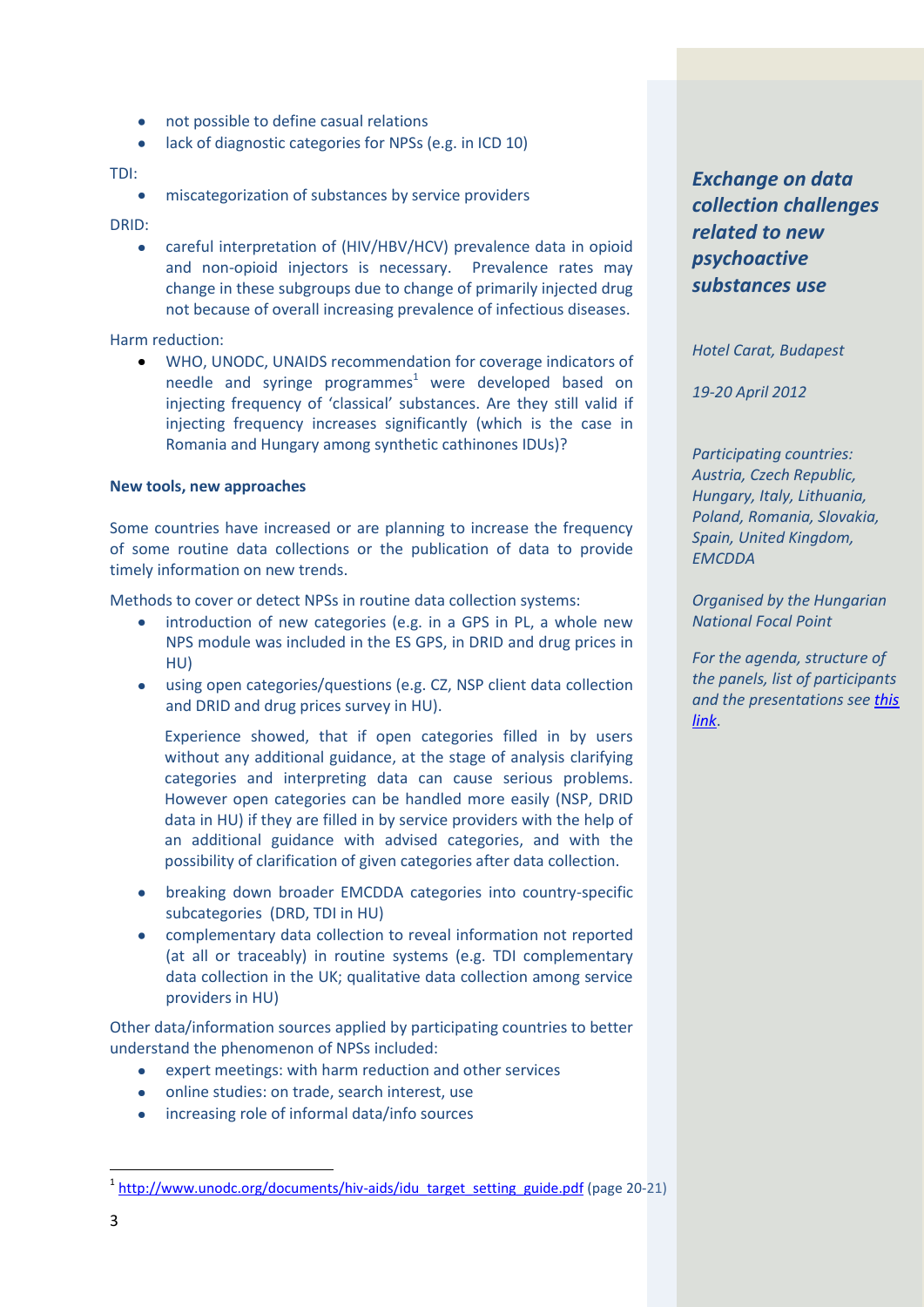- not possible to define casual relations
- lack of diagnostic categories for NPSs (e.g. in ICD 10)

TDI:

- miscategorization of substances by service providers

DRID:

- careful interpretation of (HIV/HBV/HCV) prevalence data in opioid and non-opioid injectors is necessary. Prevalence rates may change in these subgroups due to change of primarily injected drug not because of overall increasing prevalence of infectious diseases.

Harm reduction:

- WHO, UNODC, UNAIDS recommendation for coverage indicators of needle and syringe programmes[1] were developed based on injecting frequency of 'classical' substances. Are they still valid if injecting frequency increases significantly (which is the case in Romania and Hungary among synthetic cathinones IDUs)?

**New tools, new approaches**

Some countries have increased or are planning to increase the frequency of some routine data collections or the publication of data to provide timely information on new trends.

Methods to cover or detect NPSs in routine data collection systems:

- introduction of new categories (e.g. in a GPS in PL, a whole new NPS module was included in the ES GPS, in DRID and drug prices in HU)
- using open categories/questions (e.g. CZ, NSP client data collection and DRID and drug prices survey in HU).

  Experience showed, that if open categories filled in by users without any additional guidance, at the stage of analysis clarifying categories and interpreting data can cause serious problems. However open categories can be handled more easily (NSP, DRID data in HU) if they are filled in by service providers with the help of an additional guidance with advised categories, and with the possibility of clarification of given categories after data collection.

- breaking down broader EMCDDA categories into country-specific subcategories (DRD, TDI in HU)
- complementary data collection to reveal information not reported (at all or traceably) in routine systems (e.g. TDI complementary data collection in the UK; qualitative data collection among service providers in HU)

Other data/information sources applied by participating countries to better understand the phenomenon of NPSs included:

- expert meetings: with harm reduction and other services
- online studies: on trade, search interest, use
- increasing role of informal data/info sources

***Exchange on data collection challenges related to new psychoactive substances use***

*Hotel Carat, Budapest*

*19-20 April 2012*

*Participating countries: Austria, Czech Republic, Hungary, Italy, Lithuania, Poland, Romania, Slovakia, Spain, United Kingdom, EMCDDA*

*Organised by the Hungarian National Focal Point*

*For the agenda, structure of the panels, list of participants and the presentations see [this link](#).*

---

[1] http://www.unodc.org/documents/hiv-aids/idu_target_setting_guide.pdf (page 20-21)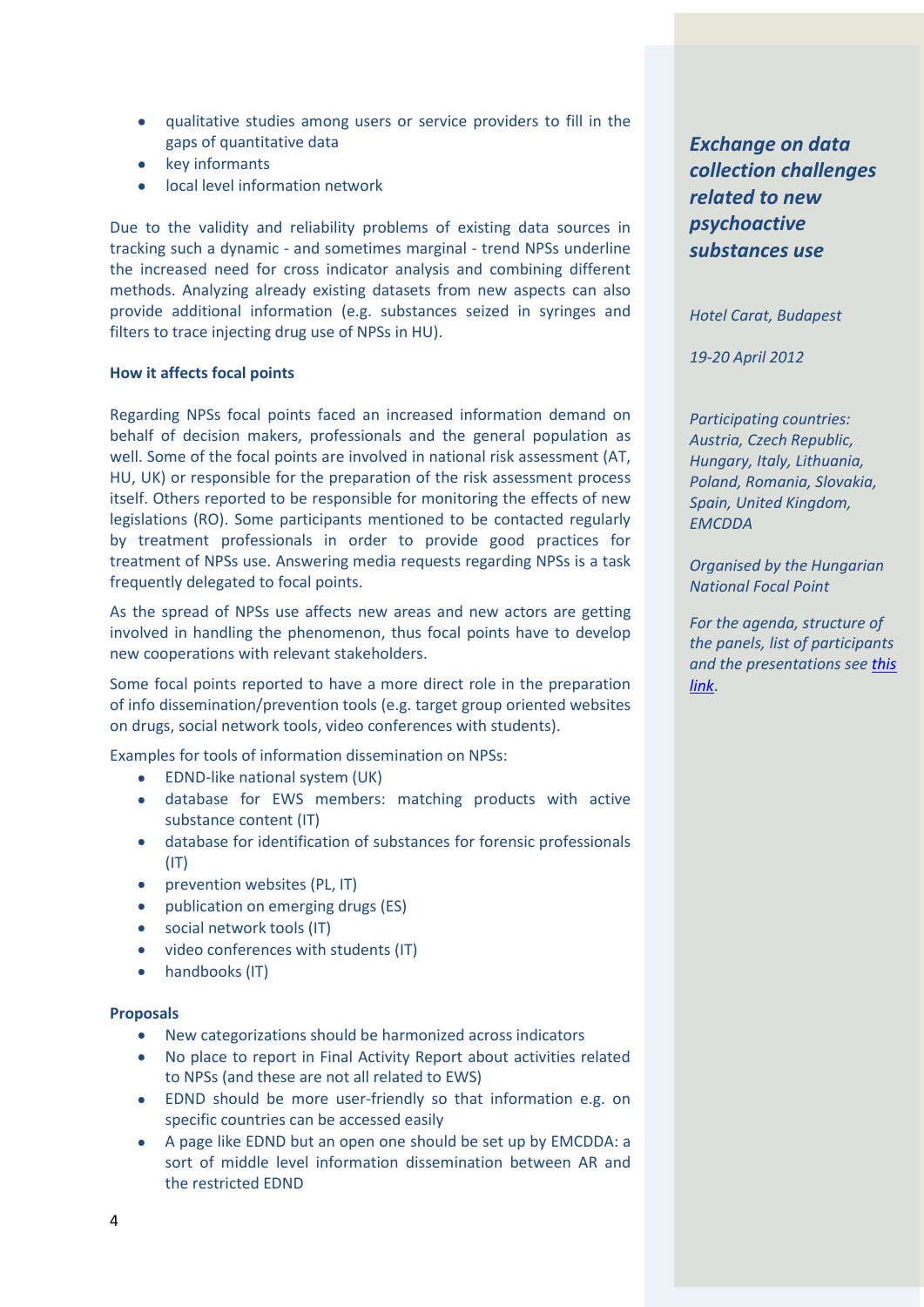- qualitative studies among users or service providers to fill in the gaps of quantitative data
- key informants
- local level information network

Due to the validity and reliability problems of existing data sources in tracking such a dynamic - and sometimes marginal - trend NPSs underline the increased need for cross indicator analysis and combining different methods. Analyzing already existing datasets from new aspects can also provide additional information (e.g. substances seized in syringes and filters to trace injecting drug use of NPSs in HU).

**How it affects focal points**

Regarding NPSs focal points faced an increased information demand on behalf of decision makers, professionals and the general population as well. Some of the focal points are involved in national risk assessment (AT, HU, UK) or responsible for the preparation of the risk assessment process itself. Others reported to be responsible for monitoring the effects of new legislations (RO). Some participants mentioned to be contacted regularly by treatment professionals in order to provide good practices for treatment of NPSs use. Answering media requests regarding NPSs is a task frequently delegated to focal points.

As the spread of NPSs use affects new areas and new actors are getting involved in handling the phenomenon, thus focal points have to develop new cooperations with relevant stakeholders.

Some focal points reported to have a more direct role in the preparation of info dissemination/prevention tools (e.g. target group oriented websites on drugs, social network tools, video conferences with students).

Examples for tools of information dissemination on NPSs:

- EDND-like national system (UK)
- database for EWS members: matching products with active substance content (IT)
- database for identification of substances for forensic professionals (IT)
- prevention websites (PL, IT)
- publication on emerging drugs (ES)
- social network tools (IT)
- video conferences with students (IT)
- handbooks (IT)

**Proposals**

- New categorizations should be harmonized across indicators
- No place to report in Final Activity Report about activities related to NPSs (and these are not all related to EWS)
- EDND should be more user-friendly so that information e.g. on specific countries can be accessed easily
- A page like EDND but an open one should be set up by EMCDDA: a sort of middle level information dissemination between AR and the restricted EDND

***Exchange on data collection challenges related to new psychoactive substances use***

*Hotel Carat, Budapest*

*19-20 April 2012*

*Participating countries: Austria, Czech Republic, Hungary, Italy, Lithuania, Poland, Romania, Slovakia, Spain, United Kingdom, EMCDDA*

*Organised by the Hungarian National Focal Point*

*For the agenda, structure of the panels, list of participants and the presentations see this link.*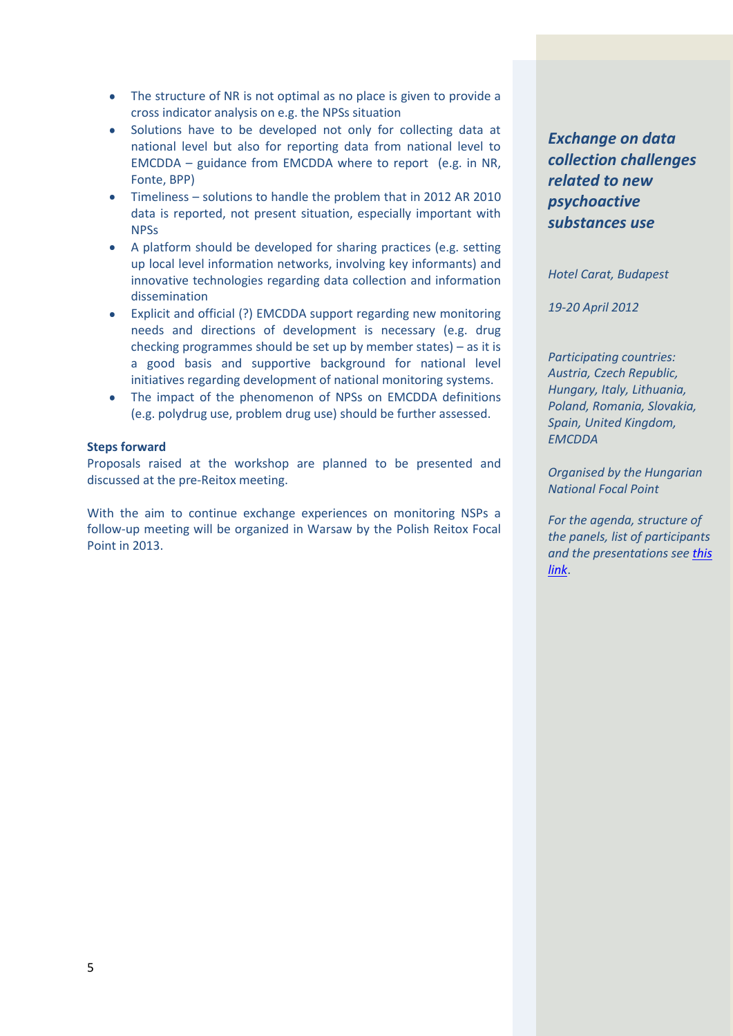- The structure of NR is not optimal as no place is given to provide a cross indicator analysis on e.g. the NPSs situation
- Solutions have to be developed not only for collecting data at national level but also for reporting data from national level to EMCDDA – guidance from EMCDDA where to report (e.g. in NR, Fonte, BPP)
- Timeliness – solutions to handle the problem that in 2012 AR 2010 data is reported, not present situation, especially important with NPSs
- A platform should be developed for sharing practices (e.g. setting up local level information networks, involving key informants) and innovative technologies regarding data collection and information dissemination
- Explicit and official (?) EMCDDA support regarding new monitoring needs and directions of development is necessary (e.g. drug checking programmes should be set up by member states) – as it is a good basis and supportive background for national level initiatives regarding development of national monitoring systems.
- The impact of the phenomenon of NPSs on EMCDDA definitions (e.g. polydrug use, problem drug use) should be further assessed.

**Steps forward**

Proposals raised at the workshop are planned to be presented and discussed at the pre-Reitox meeting.

With the aim to continue exchange experiences on monitoring NSPs a follow-up meeting will be organized in Warsaw by the Polish Reitox Focal Point in 2013.

***Exchange on data collection challenges related to new psychoactive substances use***

*Hotel Carat, Budapest*

*19-20 April 2012*

*Participating countries: Austria, Czech Republic, Hungary, Italy, Lithuania, Poland, Romania, Slovakia, Spain, United Kingdom, EMCDDA*

*Organised by the Hungarian National Focal Point*

*For the agenda, structure of the panels, list of participants and the presentations see this link.*